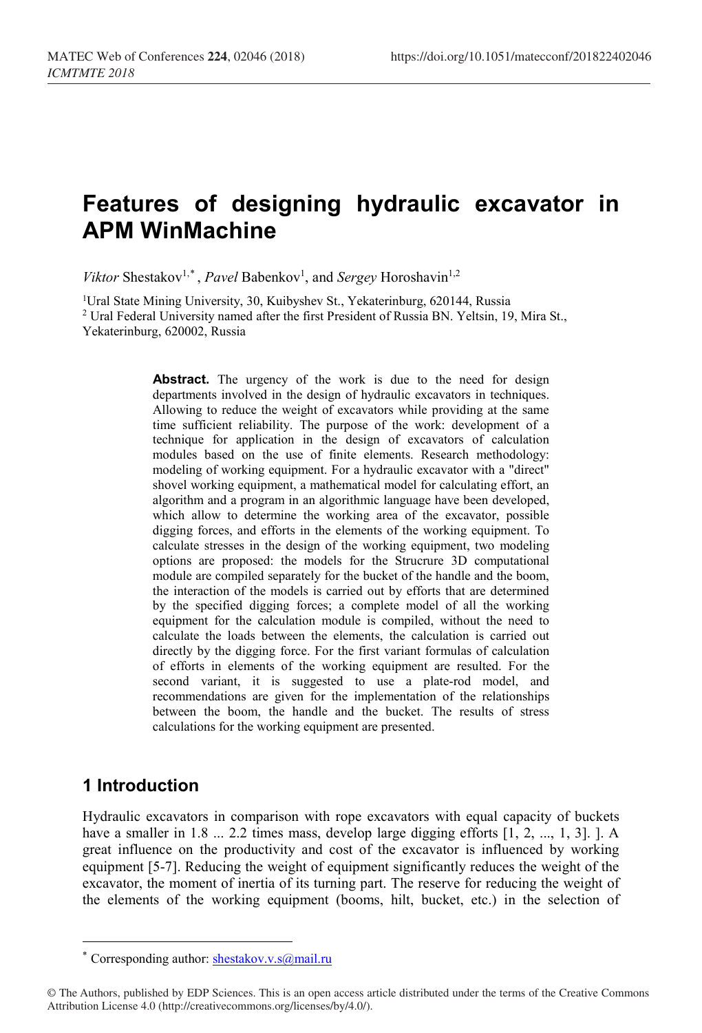# Features of designing hydraulic excavator in APM WinMachine

*Viktor* Shestakov[1,*], *Pavel* Babenkov[1], and *Sergey* Horoshavin[1,2]

[1]Ural State Mining University, 30, Kuibyshev St., Yekaterinburg, 620144, Russia
[2] Ural Federal University named after the first President of Russia BN. Yeltsin, 19, Mira St., Yekaterinburg, 620002, Russia

**Abstract.** The urgency of the work is due to the need for design departments involved in the design of hydraulic excavators in techniques. Allowing to reduce the weight of excavators while providing at the same time sufficient reliability. The purpose of the work: development of a technique for application in the design of excavators of calculation modules based on the use of finite elements. Research methodology: modeling of working equipment. For a hydraulic excavator with a "direct" shovel working equipment, a mathematical model for calculating effort, an algorithm and a program in an algorithmic language have been developed, which allow to determine the working area of the excavator, possible digging forces, and efforts in the elements of the working equipment. To calculate stresses in the design of the working equipment, two modeling options are proposed: the models for the Strucrure 3D computational module are compiled separately for the bucket of the handle and the boom, the interaction of the models is carried out by efforts that are determined by the specified digging forces; a complete model of all the working equipment for the calculation module is compiled, without the need to calculate the loads between the elements, the calculation is carried out directly by the digging force. For the first variant formulas of calculation of efforts in elements of the working equipment are resulted. For the second variant, it is suggested to use a plate-rod model, and recommendations are given for the implementation of the relationships between the boom, the handle and the bucket. The results of stress calculations for the working equipment are presented.

## 1 Introduction

Hydraulic excavators in comparison with rope excavators with equal capacity of buckets have a smaller in 1.8 ... 2.2 times mass, develop large digging efforts [1, 2, ..., 1, 3]. ]. A great influence on the productivity and cost of the excavator is influenced by working equipment [5-7]. Reducing the weight of equipment significantly reduces the weight of the excavator, the moment of inertia of its turning part. The reserve for reducing the weight of the elements of the working equipment (booms, hilt, bucket, etc.) in the selection of

* Corresponding author: shestakov.v.s@mail.ru

© The Authors, published by EDP Sciences. This is an open access article distributed under the terms of the Creative Commons Attribution License 4.0 (http://creativecommons.org/licenses/by/4.0/).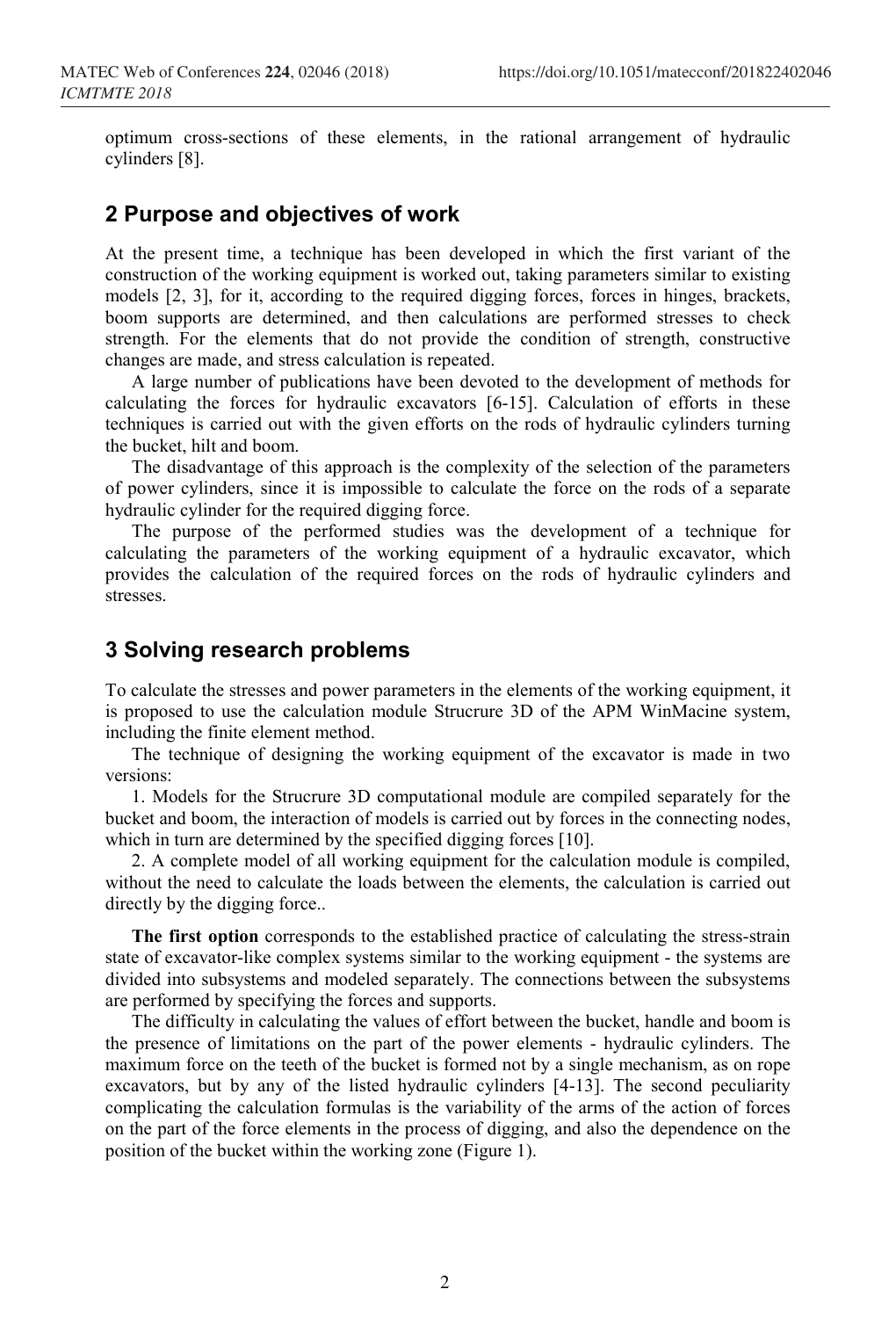optimum cross-sections of these elements, in the rational arrangement of hydraulic cylinders [8].

## 2 Purpose and objectives of work

At the present time, a technique has been developed in which the first variant of the construction of the working equipment is worked out, taking parameters similar to existing models [2, 3], for it, according to the required digging forces, forces in hinges, brackets, boom supports are determined, and then calculations are performed stresses to check strength. For the elements that do not provide the condition of strength, constructive changes are made, and stress calculation is repeated.

A large number of publications have been devoted to the development of methods for calculating the forces for hydraulic excavators [6-15]. Calculation of efforts in these techniques is carried out with the given efforts on the rods of hydraulic cylinders turning the bucket, hilt and boom.

The disadvantage of this approach is the complexity of the selection of the parameters of power cylinders, since it is impossible to calculate the force on the rods of a separate hydraulic cylinder for the required digging force.

The purpose of the performed studies was the development of a technique for calculating the parameters of the working equipment of a hydraulic excavator, which provides the calculation of the required forces on the rods of hydraulic cylinders and stresses.

## 3 Solving research problems

To calculate the stresses and power parameters in the elements of the working equipment, it is proposed to use the calculation module Strucrure 3D of the APM WinMacine system, including the finite element method.

The technique of designing the working equipment of the excavator is made in two versions:

1. Models for the Strucrure 3D computational module are compiled separately for the bucket and boom, the interaction of models is carried out by forces in the connecting nodes, which in turn are determined by the specified digging forces [10].

2. A complete model of all working equipment for the calculation module is compiled, without the need to calculate the loads between the elements, the calculation is carried out directly by the digging force..

**The first option** corresponds to the established practice of calculating the stress-strain state of excavator-like complex systems similar to the working equipment - the systems are divided into subsystems and modeled separately. The connections between the subsystems are performed by specifying the forces and supports.

The difficulty in calculating the values of effort between the bucket, handle and boom is the presence of limitations on the part of the power elements - hydraulic cylinders. The maximum force on the teeth of the bucket is formed not by a single mechanism, as on rope excavators, but by any of the listed hydraulic cylinders [4-13]. The second peculiarity complicating the calculation formulas is the variability of the arms of the action of forces on the part of the force elements in the process of digging, and also the dependence on the position of the bucket within the working zone (Figure 1).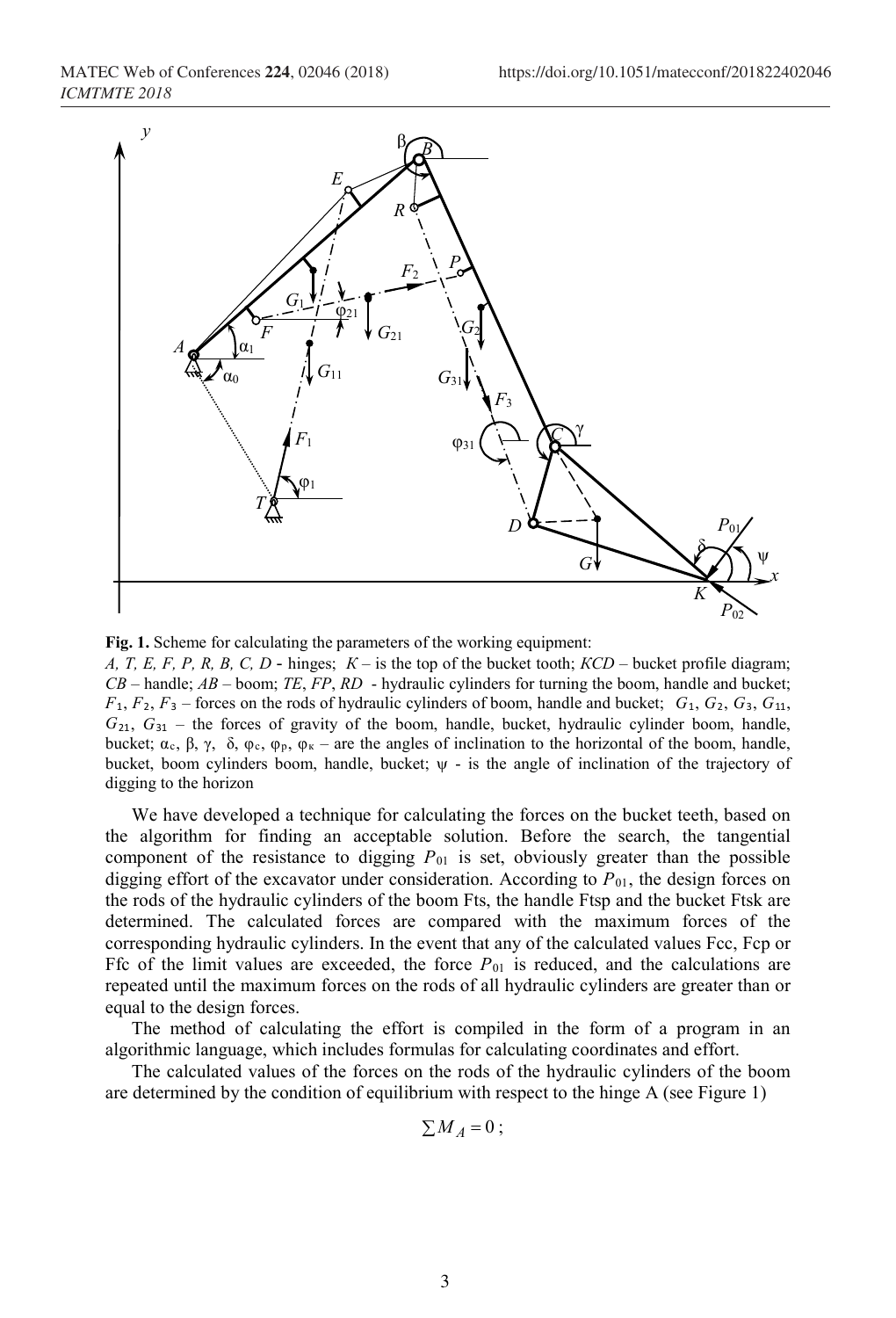**Fig. 1.** Scheme for calculating the parameters of the working equipment:
*A, T, E, F, P, R, B, C, D* - hinges; *K* – is the top of the bucket tooth; *KCD* – bucket profile diagram; *CB* – handle; *AB* – boom; *TE*, *FP*, *RD* - hydraulic cylinders for turning the boom, handle and bucket; $F_1$, $F_2$, $F_3$ – forces on the rods of hydraulic cylinders of boom, handle and bucket; $G_1$, $G_2$, $G_3$, $G_{11}$, $G_{21}$, $G_{31}$ – the forces of gravity of the boom, handle, bucket, hydraulic cylinder boom, handle, bucket; $\alpha_c$, $\beta$, $\gamma$, $\delta$, $\varphi_c$, $\varphi_p$, $\varphi_\kappa$ – are the angles of inclination to the horizontal of the boom, handle, bucket, boom cylinders boom, handle, bucket; $\psi$ - is the angle of inclination of the trajectory of digging to the horizon

We have developed a technique for calculating the forces on the bucket teeth, based on the algorithm for finding an acceptable solution. Before the search, the tangential component of the resistance to digging $P_{01}$ is set, obviously greater than the possible digging effort of the excavator under consideration. According to $P_{01}$, the design forces on the rods of the hydraulic cylinders of the boom Fts, the handle Ftsp and the bucket Ftsk are determined. The calculated forces are compared with the maximum forces of the corresponding hydraulic cylinders. In the event that any of the calculated values Fcc, Fcp or Ffc of the limit values are exceeded, the force $P_{01}$ is reduced, and the calculations are repeated until the maximum forces on the rods of all hydraulic cylinders are greater than or equal to the design forces.

The method of calculating the effort is compiled in the form of a program in an algorithmic language, which includes formulas for calculating coordinates and effort.

The calculated values of the forces on the rods of the hydraulic cylinders of the boom are determined by the condition of equilibrium with respect to the hinge A (see Figure 1)

$$\sum M_A = 0 ;$$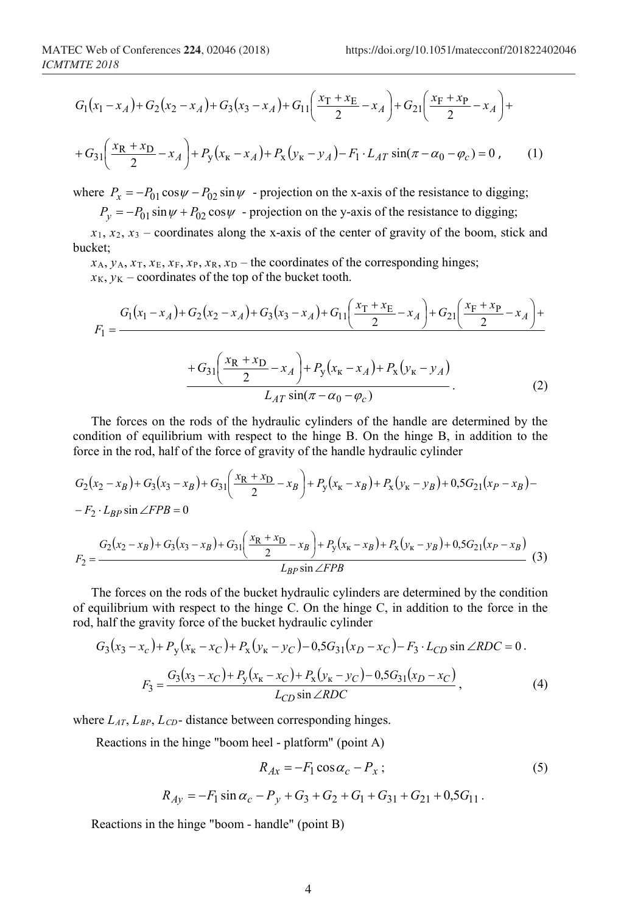$$G_1(x_1 - x_A) + G_2(x_2 - x_A) + G_3(x_3 - x_A) + G_{11}\left(\frac{x_T + x_E}{2} - x_A\right) + G_{21}\left(\frac{x_F + x_P}{2} - x_A\right) +$$

$$+ G_{31}\left(\frac{x_R + x_D}{2} - x_A\right) + P_y(x_к - x_A) + P_x(y_к - y_A) - F_1 \cdot L_{AT}\sin(\pi - \alpha_0 - \varphi_c) = 0\,, \quad (1)$$

where $P_x = -P_{01}\cos\psi - P_{02}\sin\psi$ - projection on the x-axis of the resistance to digging;

$P_y = -P_{01}\sin\psi + P_{02}\cos\psi$ - projection on the y-axis of the resistance to digging;

$x_1$, $x_2$, $x_3$ – coordinates along the x-axis of the center of gravity of the boom, stick and bucket;

$x_A$, $y_A$, $x_T$, $x_E$, $x_F$, $x_P$, $x_R$, $x_D$ – the coordinates of the corresponding hinges;

$x_К$, $y_К$ – coordinates of the top of the bucket tooth.

$$F_1 = \frac{G_1(x_1 - x_A) + G_2(x_2 - x_A) + G_3(x_3 - x_A) + G_{11}\left(\frac{x_T + x_E}{2} - x_A\right) + G_{21}\left(\frac{x_F + x_P}{2} - x_A\right) + G_{31}\left(\frac{x_R + x_D}{2} - x_A\right) + P_y(x_к - x_A) + P_x(y_к - y_A)}{L_{AT}\sin(\pi - \alpha_0 - \varphi_c)}\,. \quad (2)$$

The forces on the rods of the hydraulic cylinders of the handle are determined by the condition of equilibrium with respect to the hinge B. On the hinge B, in addition to the force in the rod, half of the force of gravity of the handle hydraulic cylinder

$$G_2(x_2 - x_B) + G_3(x_3 - x_B) + G_{31}\left(\frac{x_R + x_D}{2} - x_B\right) + P_y(x_к - x_B) + P_x(y_к - y_B) + 0{,}5G_{21}(x_P - x_B) -$$

$$- F_2 \cdot L_{BP}\sin\angle FPB = 0$$

$$F_2 = \frac{G_2(x_2 - x_B) + G_3(x_3 - x_B) + G_{31}\left(\frac{x_R + x_D}{2} - x_B\right) + P_y(x_к - x_B) + P_x(y_к - y_B) + 0{,}5G_{21}(x_P - x_B)}{L_{BP}\sin\angle FPB} \quad (3)$$

The forces on the rods of the bucket hydraulic cylinders are determined by the condition of equilibrium with respect to the hinge C. On the hinge C, in addition to the force in the rod, half the gravity force of the bucket hydraulic cylinder

$$G_3(x_3 - x_c) + P_y(x_к - x_C) + P_x(y_к - y_C) - 0{,}5G_{31}(x_D - x_C) - F_3 \cdot L_{CD}\sin\angle RDC = 0\,.$$

$$F_3 = \frac{G_3(x_3 - x_C) + P_y(x_к - x_C) + P_x(y_к - y_C) - 0{,}5G_{31}(x_D - x_C)}{L_{CD}\sin\angle RDC}\,, \quad (4)$$

where $L_{AT}$, $L_{BP}$, $L_{CD}$- distance between corresponding hinges.

Reactions in the hinge "boom heel - platform" (point A)

$$R_{Ax} = -F_1\cos\alpha_c - P_x\,; \quad (5)$$

$$R_{Ay} = -F_1\sin\alpha_c - P_y + G_3 + G_2 + G_1 + G_{31} + G_{21} + 0{,}5G_{11}\,.$$

Reactions in the hinge "boom - handle" (point B)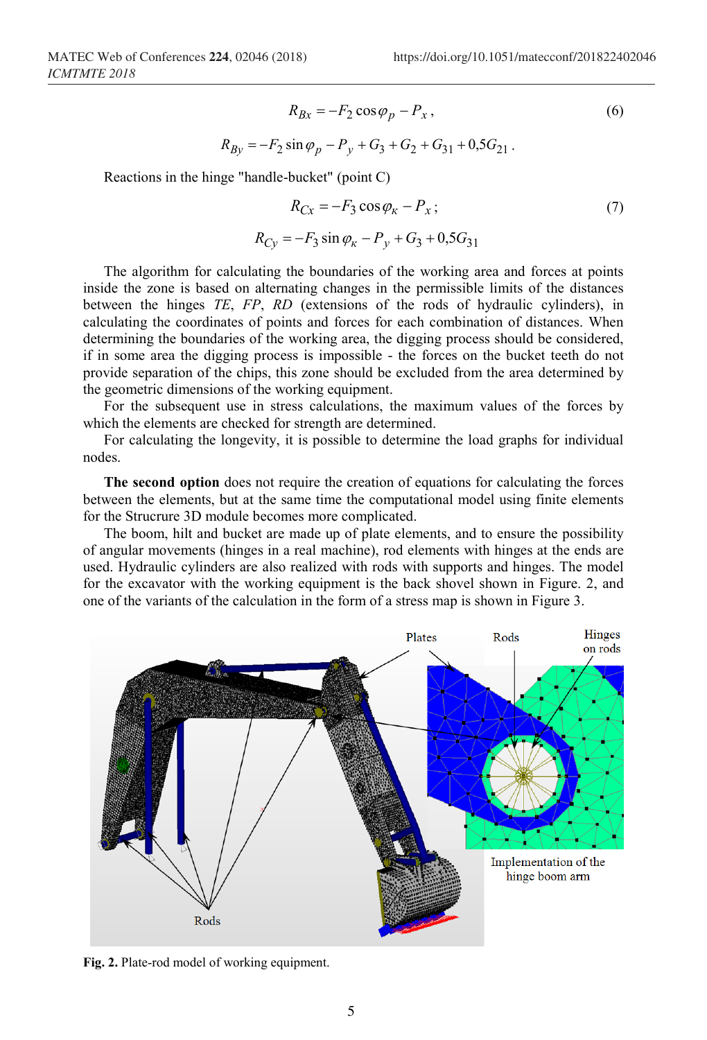$$R_{Bx} = -F_2 \cos\varphi_p - P_x\,, \tag{6}$$

$$R_{By} = -F_2 \sin\varphi_p - P_y + G_3 + G_2 + G_{31} + 0{,}5G_{21}\,.$$

Reactions in the hinge "handle-bucket" (point C)

$$R_{Cx} = -F_3 \cos\varphi_\kappa - P_x\,; \tag{7}$$

$$R_{Cy} = -F_3 \sin\varphi_\kappa - P_y + G_3 + 0{,}5G_{31}$$

The algorithm for calculating the boundaries of the working area and forces at points inside the zone is based on alternating changes in the permissible limits of the distances between the hinges *TE*, *FP*, *RD* (extensions of the rods of hydraulic cylinders), in calculating the coordinates of points and forces for each combination of distances. When determining the boundaries of the working area, the digging process should be considered, if in some area the digging process is impossible - the forces on the bucket teeth do not provide separation of the chips, this zone should be excluded from the area determined by the geometric dimensions of the working equipment.

For the subsequent use in stress calculations, the maximum values of the forces by which the elements are checked for strength are determined.

For calculating the longevity, it is possible to determine the load graphs for individual nodes.

**The second option** does not require the creation of equations for calculating the forces between the elements, but at the same time the computational model using finite elements for the Strucrure 3D module becomes more complicated.

The boom, hilt and bucket are made up of plate elements, and to ensure the possibility of angular movements (hinges in a real machine), rod elements with hinges at the ends are used. Hydraulic cylinders are also realized with rods with supports and hinges. The model for the excavator with the working equipment is the back shovel shown in Figure. 2, and one of the variants of the calculation in the form of a stress map is shown in Figure 3.

**Fig. 2.** Plate-rod model of working equipment.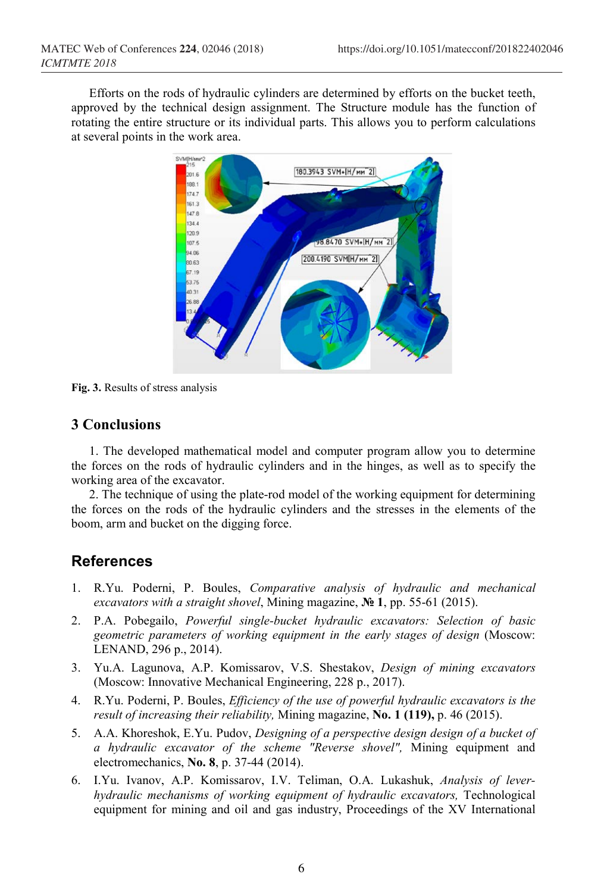Efforts on the rods of hydraulic cylinders are determined by efforts on the bucket teeth, approved by the technical design assignment. The Structure module has the function of rotating the entire structure or its individual parts. This allows you to perform calculations at several points in the work area.

**Fig. 3.** Results of stress analysis

## 3 Conclusions

1. The developed mathematical model and computer program allow you to determine the forces on the rods of hydraulic cylinders and in the hinges, as well as to specify the working area of the excavator.

2. The technique of using the plate-rod model of the working equipment for determining the forces on the rods of the hydraulic cylinders and the stresses in the elements of the boom, arm and bucket on the digging force.

## References

1. R.Yu. Poderni, P. Boules, *Comparative analysis of hydraulic and mechanical excavators with a straight shovel*, Mining magazine, **№ 1**, pp. 55-61 (2015).
2. P.A. Pobegailo, *Powerful single-bucket hydraulic excavators: Selection of basic geometric parameters of working equipment in the early stages of design* (Moscow: LENAND, 296 p., 2014).
3. Yu.A. Lagunova, A.P. Komissarov, V.S. Shestakov, *Design of mining excavators* (Moscow: Innovative Mechanical Engineering, 228 p., 2017).
4. R.Yu. Poderni, P. Boules, *Efficiency of the use of powerful hydraulic excavators is the result of increasing their reliability,* Mining magazine, **No. 1 (119),** p. 46 (2015).
5. A.A. Khoreshok, E.Yu. Pudov, *Designing of a perspective design design of a bucket of a hydraulic excavator of the scheme "Reverse shovel",* Mining equipment and electromechanics, **No. 8**, p. 37-44 (2014).
6. I.Yu. Ivanov, A.P. Komissarov, I.V. Teliman, O.A. Lukashuk, *Analysis of lever-hydraulic mechanisms of working equipment of hydraulic excavators,* Technological equipment for mining and oil and gas industry, Proceedings of the XV International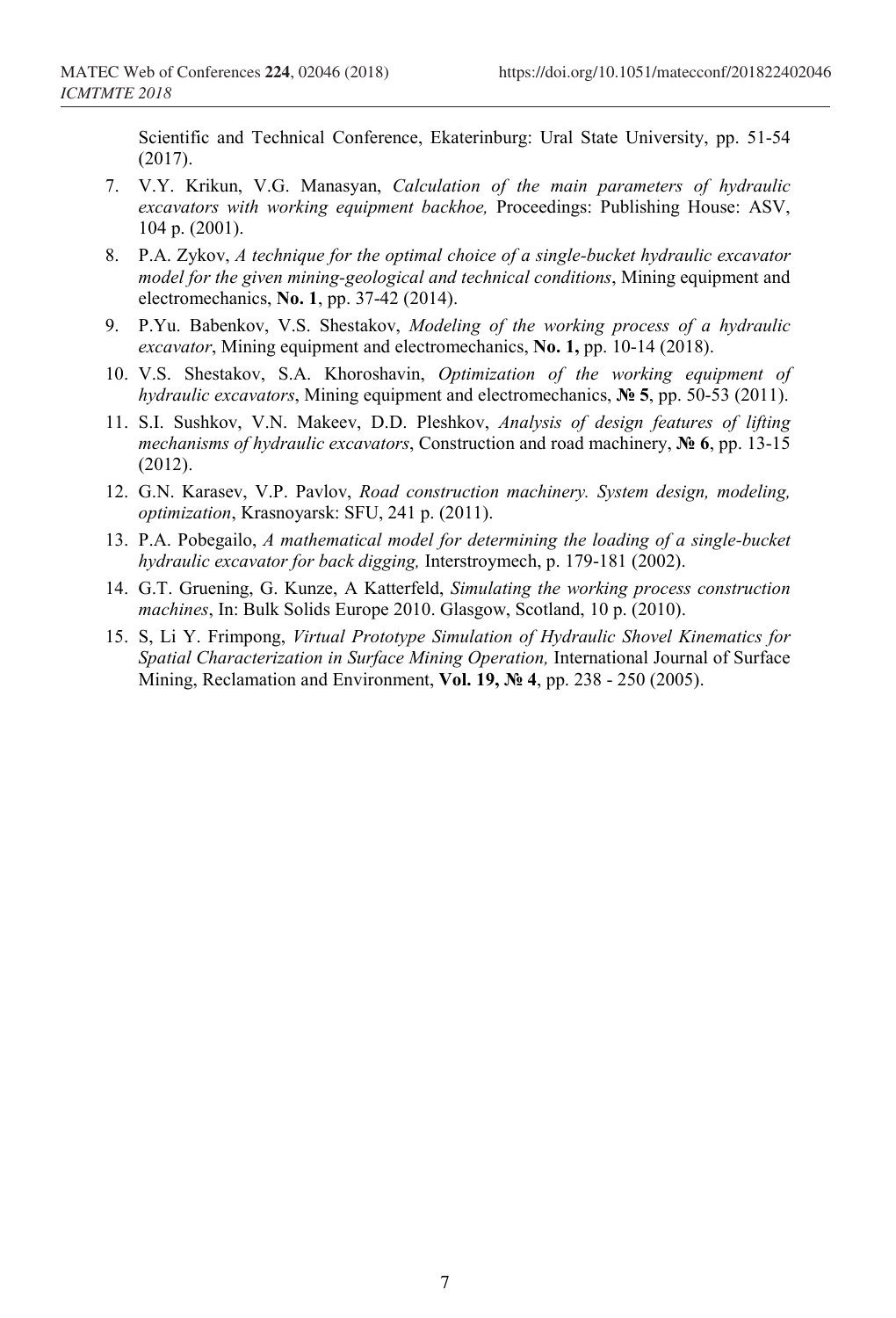Scientific and Technical Conference, Ekaterinburg: Ural State University, pp. 51-54 (2017).

7. V.Y. Krikun, V.G. Manasyan, *Calculation of the main parameters of hydraulic excavators with working equipment backhoe,* Proceedings: Publishing House: ASV, 104 p. (2001).
8. P.A. Zykov, *A technique for the optimal choice of a single-bucket hydraulic excavator model for the given mining-geological and technical conditions*, Mining equipment and electromechanics, **No. 1**, pp. 37-42 (2014).
9. P.Yu. Babenkov, V.S. Shestakov, *Modeling of the working process of a hydraulic excavator*, Mining equipment and electromechanics, **No. 1,** pp. 10-14 (2018).
10. V.S. Shestakov, S.A. Khoroshavin, *Optimization of the working equipment of hydraulic excavators*, Mining equipment and electromechanics, **№ 5**, pp. 50-53 (2011).
11. S.I. Sushkov, V.N. Makeev, D.D. Pleshkov, *Analysis of design features of lifting mechanisms of hydraulic excavators*, Construction and road machinery, **№ 6**, pp. 13-15 (2012).
12. G.N. Karasev, V.P. Pavlov, *Road construction machinery. System design, modeling, optimization*, Krasnoyarsk: SFU, 241 p. (2011).
13. P.A. Pobegailo, *A mathematical model for determining the loading of a single-bucket hydraulic excavator for back digging,* Interstroymech, p. 179-181 (2002).
14. G.T. Gruening, G. Kunze, A Katterfeld, *Simulating the working process construction machines*, In: Bulk Solids Europe 2010. Glasgow, Scotland, 10 p. (2010).
15. S, Li Y. Frimpong, *Virtual Prototype Simulation of Hydraulic Shovel Kinematics for Spatial Characterization in Surface Mining Operation,* International Journal of Surface Mining, Reclamation and Environment, **Vol. 19, № 4**, pp. 238 - 250 (2005).